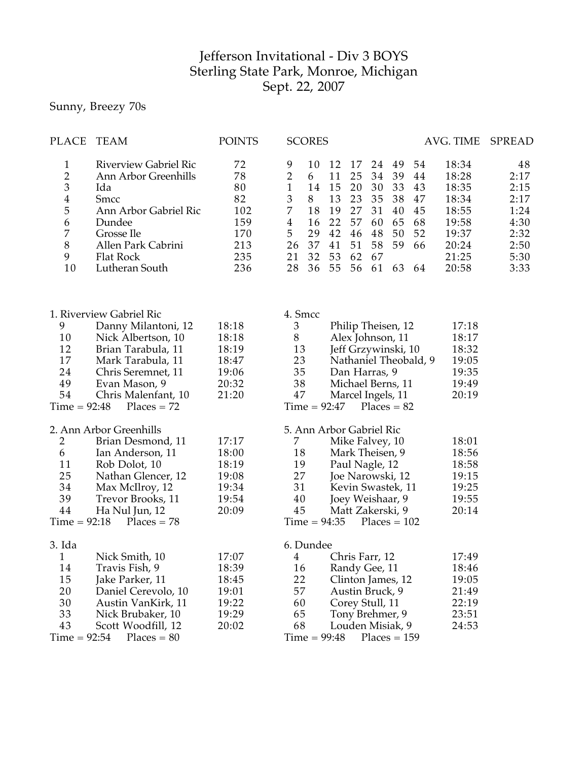# Jefferson Invitational - Div 3 BOYS
## Sterling State Park, Monroe, Michigan
## Sept. 22, 2007

Sunny, Breezy 70s

| PLACE | TEAM | POINTS | SCORES | | | | | | | AVG. TIME | SPREAD |
|---|---|---|---|---|---|---|---|---|---|---|---|
| 1 | Riverview Gabriel Ric | 72 | 9 | 10 | 12 | 17 | 24 | 49 | 54 | 18:34 | 48 |
| 2 | Ann Arbor Greenhills | 78 | 2 | 6 | 11 | 25 | 34 | 39 | 44 | 18:28 | 2:17 |
| 3 | Ida | 80 | 1 | 14 | 15 | 20 | 30 | 33 | 43 | 18:35 | 2:15 |
| 4 | Smcc | 82 | 3 | 8 | 13 | 23 | 35 | 38 | 47 | 18:34 | 2:17 |
| 5 | Ann Arbor Gabriel Ric | 102 | 7 | 18 | 19 | 27 | 31 | 40 | 45 | 18:55 | 1:24 |
| 6 | Dundee | 159 | 4 | 16 | 22 | 57 | 60 | 65 | 68 | 19:58 | 4:30 |
| 7 | Grosse Ile | 170 | 5 | 29 | 42 | 46 | 48 | 50 | 52 | 19:37 | 2:32 |
| 8 | Allen Park Cabrini | 213 | 26 | 37 | 41 | 51 | 58 | 59 | 66 | 20:24 | 2:50 |
| 9 | Flat Rock | 235 | 21 | 32 | 53 | 62 | 67 | | | 21:25 | 5:30 |
| 10 | Lutheran South | 236 | 28 | 36 | 55 | 56 | 61 | 63 | 64 | 20:58 | 3:33 |

1. Riverview Gabriel Ric

| Place | Name | Time |
|---|---|---|
| 9 | Danny Milantoni, 12 | 18:18 |
| 10 | Nick Albertson, 10 | 18:18 |
| 12 | Brian Tarabula, 11 | 18:19 |
| 17 | Mark Tarabula, 11 | 18:47 |
| 24 | Chris Seremnet, 11 | 19:06 |
| 49 | Evan Mason, 9 | 20:32 |
| 54 | Chris Malenfant, 10 | 21:20 |

Time = 92:48  Places = 72

2. Ann Arbor Greenhills

| Place | Name | Time |
|---|---|---|
| 2 | Brian Desmond, 11 | 17:17 |
| 6 | Ian Anderson, 11 | 18:00 |
| 11 | Rob Dolot, 10 | 18:19 |
| 25 | Nathan Glencer, 12 | 19:08 |
| 34 | Max McIlroy, 12 | 19:34 |
| 39 | Trevor Brooks, 11 | 19:54 |
| 44 | Ha Nul Jun, 12 | 20:09 |

Time = 92:18  Places = 78

3. Ida

| Place | Name | Time |
|---|---|---|
| 1 | Nick Smith, 10 | 17:07 |
| 14 | Travis Fish, 9 | 18:39 |
| 15 | Jake Parker, 11 | 18:45 |
| 20 | Daniel Cerevolo, 10 | 19:01 |
| 30 | Austin VanKirk, 11 | 19:22 |
| 33 | Nick Brubaker, 10 | 19:29 |
| 43 | Scott Woodfill, 12 | 20:02 |

Time = 92:54  Places = 80

4. Smcc

| Place | Name | Time |
|---|---|---|
| 3 | Philip Theisen, 12 | 17:18 |
| 8 | Alex Johnson, 11 | 18:17 |
| 13 | Jeff Grzywinski, 10 | 18:32 |
| 23 | Nathaniel Theobald, 9 | 19:05 |
| 35 | Dan Harras, 9 | 19:35 |
| 38 | Michael Berns, 11 | 19:49 |
| 47 | Marcel Ingels, 11 | 20:19 |

Time = 92:47  Places = 82

5. Ann Arbor Gabriel Ric

| Place | Name | Time |
|---|---|---|
| 7 | Mike Falvey, 10 | 18:01 |
| 18 | Mark Theisen, 9 | 18:56 |
| 19 | Paul Nagle, 12 | 18:58 |
| 27 | Joe Narowski, 12 | 19:15 |
| 31 | Kevin Swastek, 11 | 19:25 |
| 40 | Joey Weishaar, 9 | 19:55 |
| 45 | Matt Zakerski, 9 | 20:14 |

Time = 94:35  Places = 102

6. Dundee

| Place | Name | Time |
|---|---|---|
| 4 | Chris Farr, 12 | 17:49 |
| 16 | Randy Gee, 11 | 18:46 |
| 22 | Clinton James, 12 | 19:05 |
| 57 | Austin Bruck, 9 | 21:49 |
| 60 | Corey Stull, 11 | 22:19 |
| 65 | Tony Brehmer, 9 | 23:51 |
| 68 | Louden Misiak, 9 | 24:53 |

Time = 99:48  Places = 159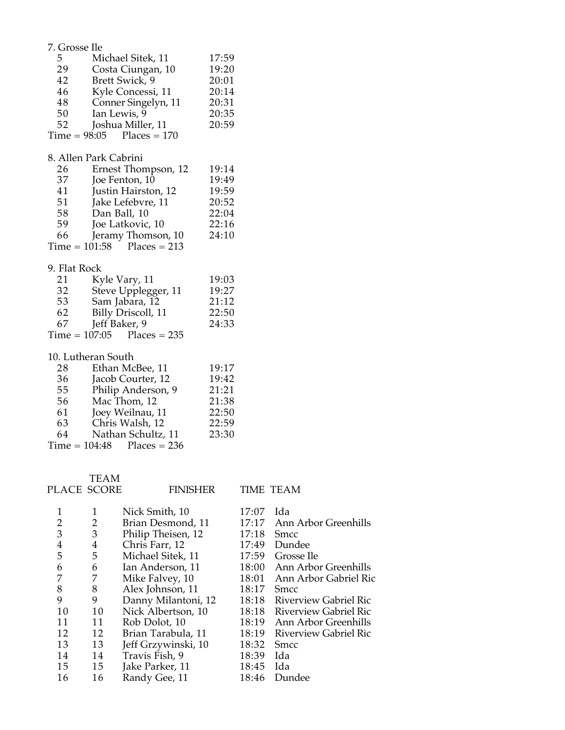7. Grosse Ile

| | | |
|---|---|---|
| 5 | Michael Sitek, 11 | 17:59 |
| 29 | Costa Ciungan, 10 | 19:20 |
| 42 | Brett Swick, 9 | 20:01 |
| 46 | Kyle Concessi, 11 | 20:14 |
| 48 | Conner Singelyn, 11 | 20:31 |
| 50 | Ian Lewis, 9 | 20:35 |
| 52 | Joshua Miller, 11 | 20:59 |

Time = 98:05 Places = 170

8. Allen Park Cabrini

| | | |
|---|---|---|
| 26 | Ernest Thompson, 12 | 19:14 |
| 37 | Joe Fenton, 10 | 19:49 |
| 41 | Justin Hairston, 12 | 19:59 |
| 51 | Jake Lefebvre, 11 | 20:52 |
| 58 | Dan Ball, 10 | 22:04 |
| 59 | Joe Latkovic, 10 | 22:16 |
| 66 | Jeramy Thomson, 10 | 24:10 |

Time = 101:58 Places = 213

9. Flat Rock

| | | |
|---|---|---|
| 21 | Kyle Vary, 11 | 19:03 |
| 32 | Steve Upplegger, 11 | 19:27 |
| 53 | Sam Jabara, 12 | 21:12 |
| 62 | Billy Driscoll, 11 | 22:50 |
| 67 | Jeff Baker, 9 | 24:33 |

Time = 107:05 Places = 235

10. Lutheran South

| | | |
|---|---|---|
| 28 | Ethan McBee, 11 | 19:17 |
| 36 | Jacob Courter, 12 | 19:42 |
| 55 | Philip Anderson, 9 | 21:21 |
| 56 | Mac Thom, 12 | 21:38 |
| 61 | Joey Weilnau, 11 | 22:50 |
| 63 | Chris Walsh, 12 | 22:59 |
| 64 | Nathan Schultz, 11 | 23:30 |

Time = 104:48 Places = 236

| PLACE | TEAM SCORE | FINISHER | TIME | TEAM |
|---|---|---|---|---|
| 1 | 1 | Nick Smith, 10 | 17:07 | Ida |
| 2 | 2 | Brian Desmond, 11 | 17:17 | Ann Arbor Greenhills |
| 3 | 3 | Philip Theisen, 12 | 17:18 | Smcc |
| 4 | 4 | Chris Farr, 12 | 17:49 | Dundee |
| 5 | 5 | Michael Sitek, 11 | 17:59 | Grosse Ile |
| 6 | 6 | Ian Anderson, 11 | 18:00 | Ann Arbor Greenhills |
| 7 | 7 | Mike Falvey, 10 | 18:01 | Ann Arbor Gabriel Ric |
| 8 | 8 | Alex Johnson, 11 | 18:17 | Smcc |
| 9 | 9 | Danny Milantoni, 12 | 18:18 | Riverview Gabriel Ric |
| 10 | 10 | Nick Albertson, 10 | 18:18 | Riverview Gabriel Ric |
| 11 | 11 | Rob Dolot, 10 | 18:19 | Ann Arbor Greenhills |
| 12 | 12 | Brian Tarabula, 11 | 18:19 | Riverview Gabriel Ric |
| 13 | 13 | Jeff Grzywinski, 10 | 18:32 | Smcc |
| 14 | 14 | Travis Fish, 9 | 18:39 | Ida |
| 15 | 15 | Jake Parker, 11 | 18:45 | Ida |
| 16 | 16 | Randy Gee, 11 | 18:46 | Dundee |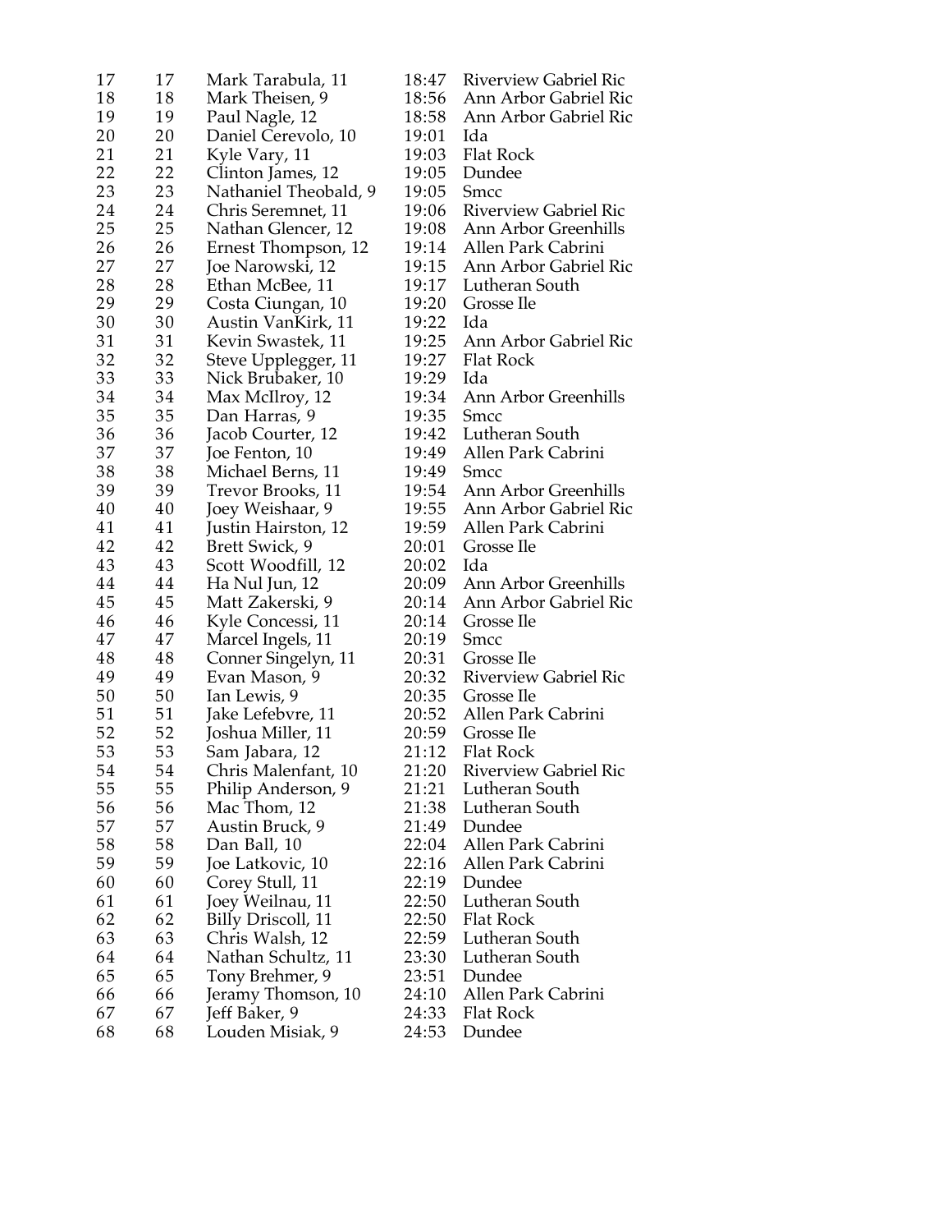| | | | | |
|---|---|---|---|---|
| 17 | 17 | Mark Tarabula, 11 | 18:47 | Riverview Gabriel Ric |
| 18 | 18 | Mark Theisen, 9 | 18:56 | Ann Arbor Gabriel Ric |
| 19 | 19 | Paul Nagle, 12 | 18:58 | Ann Arbor Gabriel Ric |
| 20 | 20 | Daniel Cerevolo, 10 | 19:01 | Ida |
| 21 | 21 | Kyle Vary, 11 | 19:03 | Flat Rock |
| 22 | 22 | Clinton James, 12 | 19:05 | Dundee |
| 23 | 23 | Nathaniel Theobald, 9 | 19:05 | Smcc |
| 24 | 24 | Chris Seremnet, 11 | 19:06 | Riverview Gabriel Ric |
| 25 | 25 | Nathan Glencer, 12 | 19:08 | Ann Arbor Greenhills |
| 26 | 26 | Ernest Thompson, 12 | 19:14 | Allen Park Cabrini |
| 27 | 27 | Joe Narowski, 12 | 19:15 | Ann Arbor Gabriel Ric |
| 28 | 28 | Ethan McBee, 11 | 19:17 | Lutheran South |
| 29 | 29 | Costa Ciungan, 10 | 19:20 | Grosse Ile |
| 30 | 30 | Austin VanKirk, 11 | 19:22 | Ida |
| 31 | 31 | Kevin Swastek, 11 | 19:25 | Ann Arbor Gabriel Ric |
| 32 | 32 | Steve Upplegger, 11 | 19:27 | Flat Rock |
| 33 | 33 | Nick Brubaker, 10 | 19:29 | Ida |
| 34 | 34 | Max McIlroy, 12 | 19:34 | Ann Arbor Greenhills |
| 35 | 35 | Dan Harras, 9 | 19:35 | Smcc |
| 36 | 36 | Jacob Courter, 12 | 19:42 | Lutheran South |
| 37 | 37 | Joe Fenton, 10 | 19:49 | Allen Park Cabrini |
| 38 | 38 | Michael Berns, 11 | 19:49 | Smcc |
| 39 | 39 | Trevor Brooks, 11 | 19:54 | Ann Arbor Greenhills |
| 40 | 40 | Joey Weishaar, 9 | 19:55 | Ann Arbor Gabriel Ric |
| 41 | 41 | Justin Hairston, 12 | 19:59 | Allen Park Cabrini |
| 42 | 42 | Brett Swick, 9 | 20:01 | Grosse Ile |
| 43 | 43 | Scott Woodfill, 12 | 20:02 | Ida |
| 44 | 44 | Ha Nul Jun, 12 | 20:09 | Ann Arbor Greenhills |
| 45 | 45 | Matt Zakerski, 9 | 20:14 | Ann Arbor Gabriel Ric |
| 46 | 46 | Kyle Concessi, 11 | 20:14 | Grosse Ile |
| 47 | 47 | Marcel Ingels, 11 | 20:19 | Smcc |
| 48 | 48 | Conner Singelyn, 11 | 20:31 | Grosse Ile |
| 49 | 49 | Evan Mason, 9 | 20:32 | Riverview Gabriel Ric |
| 50 | 50 | Ian Lewis, 9 | 20:35 | Grosse Ile |
| 51 | 51 | Jake Lefebvre, 11 | 20:52 | Allen Park Cabrini |
| 52 | 52 | Joshua Miller, 11 | 20:59 | Grosse Ile |
| 53 | 53 | Sam Jabara, 12 | 21:12 | Flat Rock |
| 54 | 54 | Chris Malenfant, 10 | 21:20 | Riverview Gabriel Ric |
| 55 | 55 | Philip Anderson, 9 | 21:21 | Lutheran South |
| 56 | 56 | Mac Thom, 12 | 21:38 | Lutheran South |
| 57 | 57 | Austin Bruck, 9 | 21:49 | Dundee |
| 58 | 58 | Dan Ball, 10 | 22:04 | Allen Park Cabrini |
| 59 | 59 | Joe Latkovic, 10 | 22:16 | Allen Park Cabrini |
| 60 | 60 | Corey Stull, 11 | 22:19 | Dundee |
| 61 | 61 | Joey Weilnau, 11 | 22:50 | Lutheran South |
| 62 | 62 | Billy Driscoll, 11 | 22:50 | Flat Rock |
| 63 | 63 | Chris Walsh, 12 | 22:59 | Lutheran South |
| 64 | 64 | Nathan Schultz, 11 | 23:30 | Lutheran South |
| 65 | 65 | Tony Brehmer, 9 | 23:51 | Dundee |
| 66 | 66 | Jeramy Thomson, 10 | 24:10 | Allen Park Cabrini |
| 67 | 67 | Jeff Baker, 9 | 24:33 | Flat Rock |
| 68 | 68 | Louden Misiak, 9 | 24:53 | Dundee |